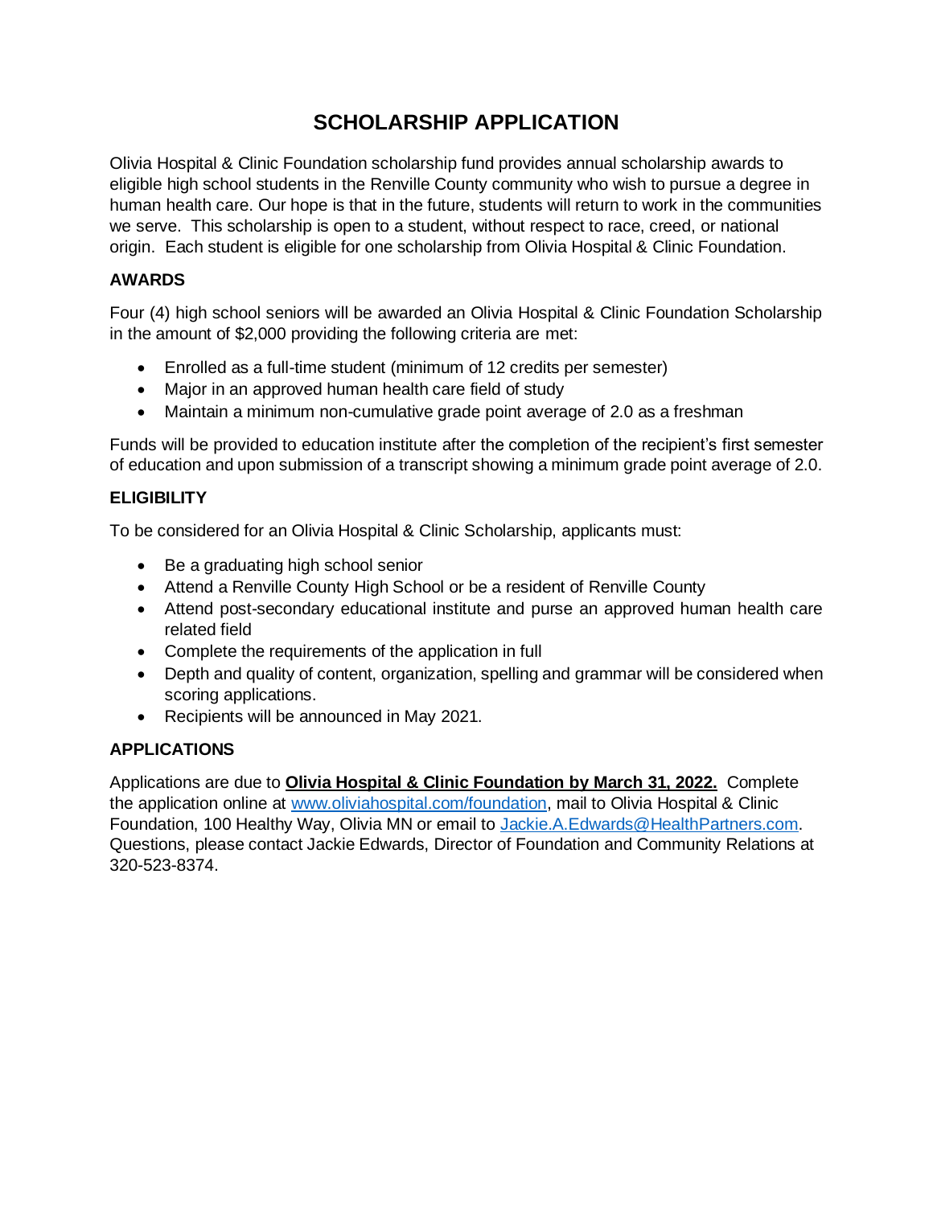# SCHOLARSHIP APPLICATION

Olivia Hospital & Clinic Foundation scholarship fund provides annual scholarship awards to eligible high school students in the Renville County community who wish to pursue a degree in human health care. Our hope is that in the future, students will return to work in the communities we serve. This scholarship is open to a student, without respect to race, creed, or national origin. Each student is eligible for one scholarship from Olivia Hospital & Clinic Foundation.

### AWARDS

Four (4) high school seniors will be awarded an Olivia Hospital & Clinic Foundation Scholarship in the amount of $2,000 providing the following criteria are met:

- Enrolled as a full-time student (minimum of 12 credits per semester)
- Major in an approved human health care field of study
- Maintain a minimum non-cumulative grade point average of 2.0 as a freshman

Funds will be provided to education institute after the completion of the recipient's first semester of education and upon submission of a transcript showing a minimum grade point average of 2.0.

### ELIGIBILITY

To be considered for an Olivia Hospital & Clinic Scholarship, applicants must:

- Be a graduating high school senior
- Attend a Renville County High School or be a resident of Renville County
- Attend post-secondary educational institute and purse an approved human health care related field
- Complete the requirements of the application in full
- Depth and quality of content, organization, spelling and grammar will be considered when scoring applications.
- Recipients will be announced in May 2021.

### APPLICATIONS

Applications are due to **Olivia Hospital & Clinic Foundation by March 31, 2022.** Complete the application online at www.oliviahospital.com/foundation, mail to Olivia Hospital & Clinic Foundation, 100 Healthy Way, Olivia MN or email to Jackie.A.Edwards@HealthPartners.com. Questions, please contact Jackie Edwards, Director of Foundation and Community Relations at 320-523-8374.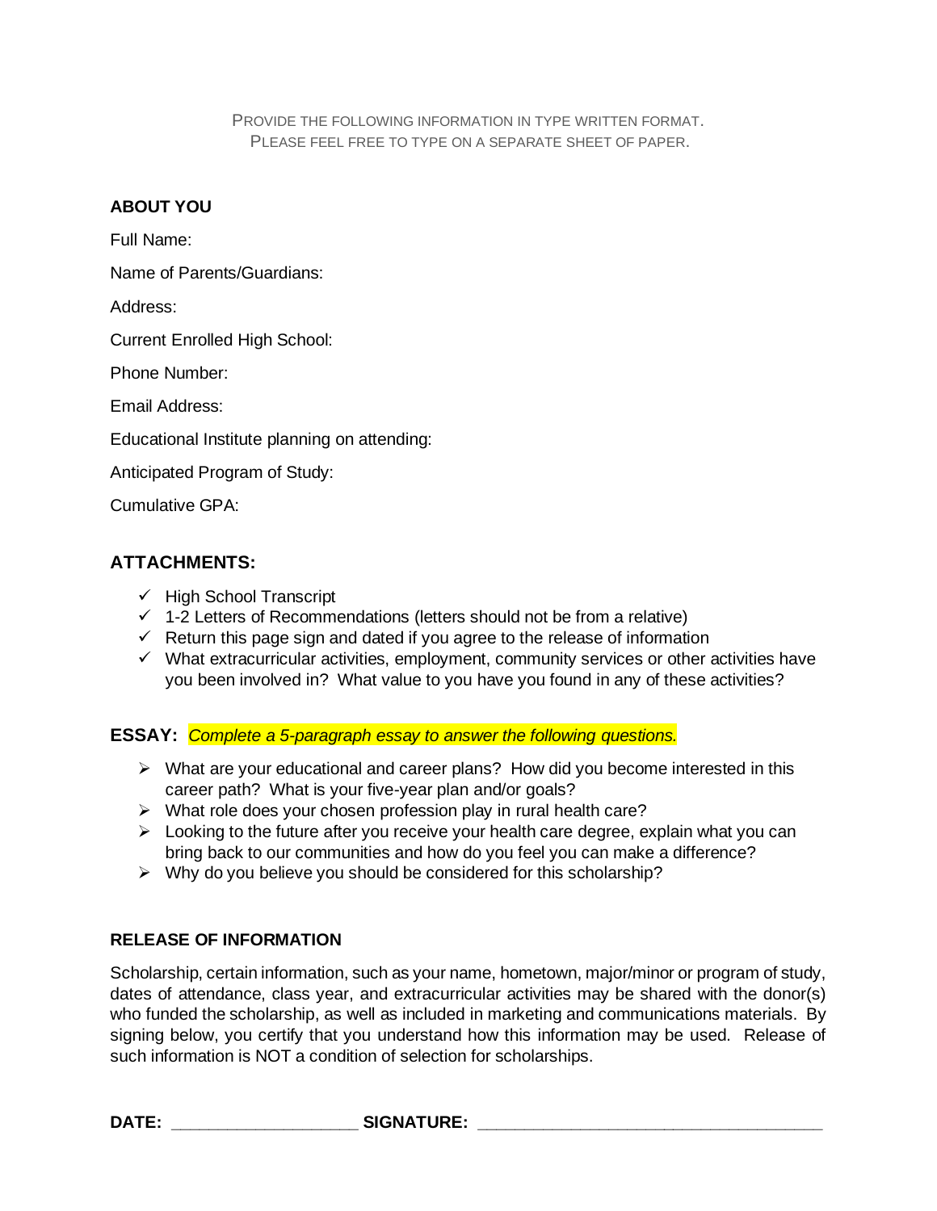PROVIDE THE FOLLOWING INFORMATION IN TYPE WRITTEN FORMAT.
PLEASE FEEL FREE TO TYPE ON A SEPARATE SHEET OF PAPER.

**ABOUT YOU**

Full Name:

Name of Parents/Guardians:

Address:

Current Enrolled High School:

Phone Number:

Email Address:

Educational Institute planning on attending:

Anticipated Program of Study:

Cumulative GPA:

## ATTACHMENTS:

- ✓ High School Transcript
- ✓ 1-2 Letters of Recommendations (letters should not be from a relative)
- ✓ Return this page sign and dated if you agree to the release of information
- ✓ What extracurricular activities, employment, community services or other activities have you been involved in? What value to you have you found in any of these activities?

## ESSAY: *Complete a 5-paragraph essay to answer the following questions.*

- ➢ What are your educational and career plans? How did you become interested in this career path? What is your five-year plan and/or goals?
- ➢ What role does your chosen profession play in rural health care?
- ➢ Looking to the future after you receive your health care degree, explain what you can bring back to our communities and how do you feel you can make a difference?
- ➢ Why do you believe you should be considered for this scholarship?

**RELEASE OF INFORMATION**

Scholarship, certain information, such as your name, hometown, major/minor or program of study, dates of attendance, class year, and extracurricular activities may be shared with the donor(s) who funded the scholarship, as well as included in marketing and communications materials. By signing below, you certify that you understand how this information may be used. Release of such information is NOT a condition of selection for scholarships.

**DATE:** ___________________ **SIGNATURE:** ___________________________________